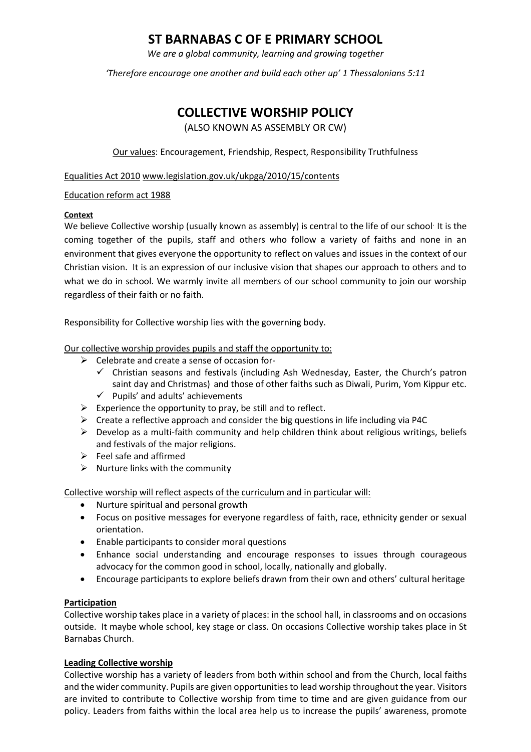# ST BARNABAS C OF E PRIMARY SCHOOL

*We are a global community, learning and growing together*

*'Therefore encourage one another and build each other up' 1 Thessalonians 5:11*

# COLLECTIVE WORSHIP POLICY

(ALSO KNOWN AS ASSEMBLY OR CW)

Our values: Encouragement, Friendship, Respect, Responsibility Truthfulness

Equalities Act 2010 www.legislation.gov.uk/ukpga/2010/15/contents

Education reform act 1988

**Context**

We believe Collective worship (usually known as assembly) is central to the life of our school. It is the coming together of the pupils, staff and others who follow a variety of faiths and none in an environment that gives everyone the opportunity to reflect on values and issues in the context of our Christian vision. It is an expression of our inclusive vision that shapes our approach to others and to what we do in school. We warmly invite all members of our school community to join our worship regardless of their faith or no faith.

Responsibility for Collective worship lies with the governing body.

Our collective worship provides pupils and staff the opportunity to:

- Celebrate and create a sense of occasion for-
  - Christian seasons and festivals (including Ash Wednesday, Easter, the Church's patron saint day and Christmas) and those of other faiths such as Diwali, Purim, Yom Kippur etc.
  - Pupils' and adults' achievements
- Experience the opportunity to pray, be still and to reflect.
- Create a reflective approach and consider the big questions in life including via P4C
- Develop as a multi-faith community and help children think about religious writings, beliefs and festivals of the major religions.
- Feel safe and affirmed
- Nurture links with the community

Collective worship will reflect aspects of the curriculum and in particular will:

- Nurture spiritual and personal growth
- Focus on positive messages for everyone regardless of faith, race, ethnicity gender or sexual orientation.
- Enable participants to consider moral questions
- Enhance social understanding and encourage responses to issues through courageous advocacy for the common good in school, locally, nationally and globally.
- Encourage participants to explore beliefs drawn from their own and others' cultural heritage

**Participation**

Collective worship takes place in a variety of places: in the school hall, in classrooms and on occasions outside. It maybe whole school, key stage or class. On occasions Collective worship takes place in St Barnabas Church.

**Leading Collective worship**

Collective worship has a variety of leaders from both within school and from the Church, local faiths and the wider community. Pupils are given opportunities to lead worship throughout the year. Visitors are invited to contribute to Collective worship from time to time and are given guidance from our policy. Leaders from faiths within the local area help us to increase the pupils' awareness, promote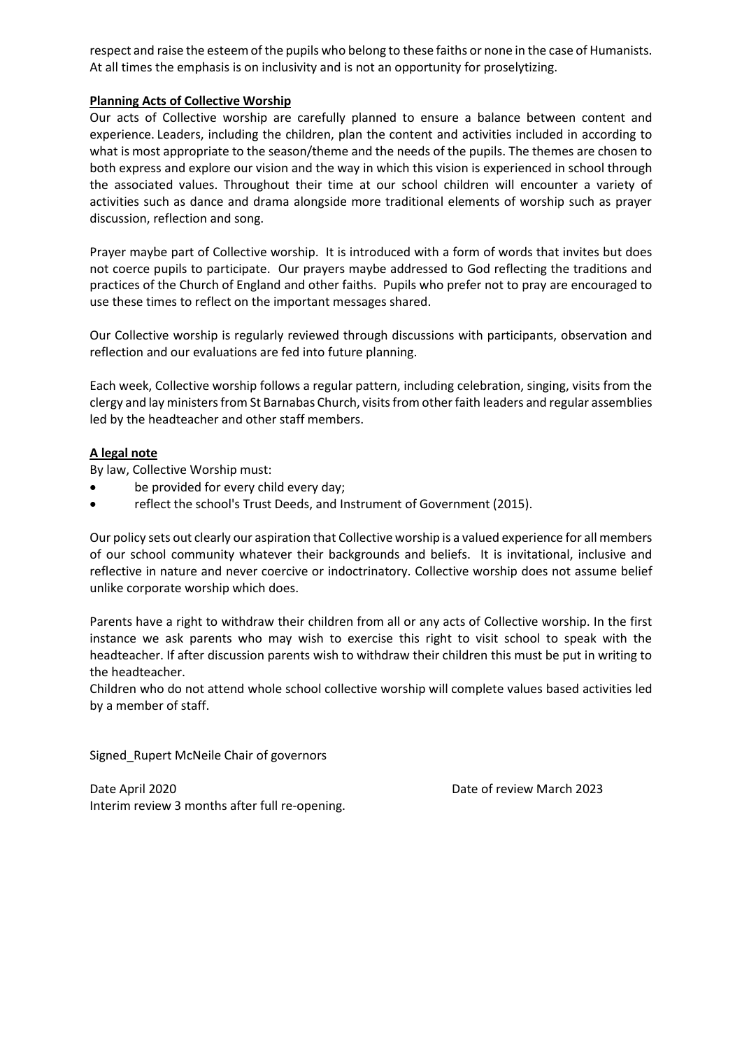respect and raise the esteem of the pupils who belong to these faiths or none in the case of Humanists. At all times the emphasis is on inclusivity and is not an opportunity for proselytizing.

**Planning Acts of Collective Worship**

Our acts of Collective worship are carefully planned to ensure a balance between content and experience. Leaders, including the children, plan the content and activities included in according to what is most appropriate to the season/theme and the needs of the pupils. The themes are chosen to both express and explore our vision and the way in which this vision is experienced in school through the associated values. Throughout their time at our school children will encounter a variety of activities such as dance and drama alongside more traditional elements of worship such as prayer discussion, reflection and song.

Prayer maybe part of Collective worship. It is introduced with a form of words that invites but does not coerce pupils to participate. Our prayers maybe addressed to God reflecting the traditions and practices of the Church of England and other faiths. Pupils who prefer not to pray are encouraged to use these times to reflect on the important messages shared.

Our Collective worship is regularly reviewed through discussions with participants, observation and reflection and our evaluations are fed into future planning.

Each week, Collective worship follows a regular pattern, including celebration, singing, visits from the clergy and lay ministers from St Barnabas Church, visits from other faith leaders and regular assemblies led by the headteacher and other staff members.

**A legal note**

By law, Collective Worship must:

- be provided for every child every day;
- reflect the school's Trust Deeds, and Instrument of Government (2015).

Our policy sets out clearly our aspiration that Collective worship is a valued experience for all members of our school community whatever their backgrounds and beliefs. It is invitational, inclusive and reflective in nature and never coercive or indoctrinatory. Collective worship does not assume belief unlike corporate worship which does.

Parents have a right to withdraw their children from all or any acts of Collective worship. In the first instance we ask parents who may wish to exercise this right to visit school to speak with the headteacher. If after discussion parents wish to withdraw their children this must be put in writing to the headteacher.

Children who do not attend whole school collective worship will complete values based activities led by a member of staff.

Signed_Rupert McNeile Chair of governors

Date April 2020 Date of review March 2023

Interim review 3 months after full re-opening.